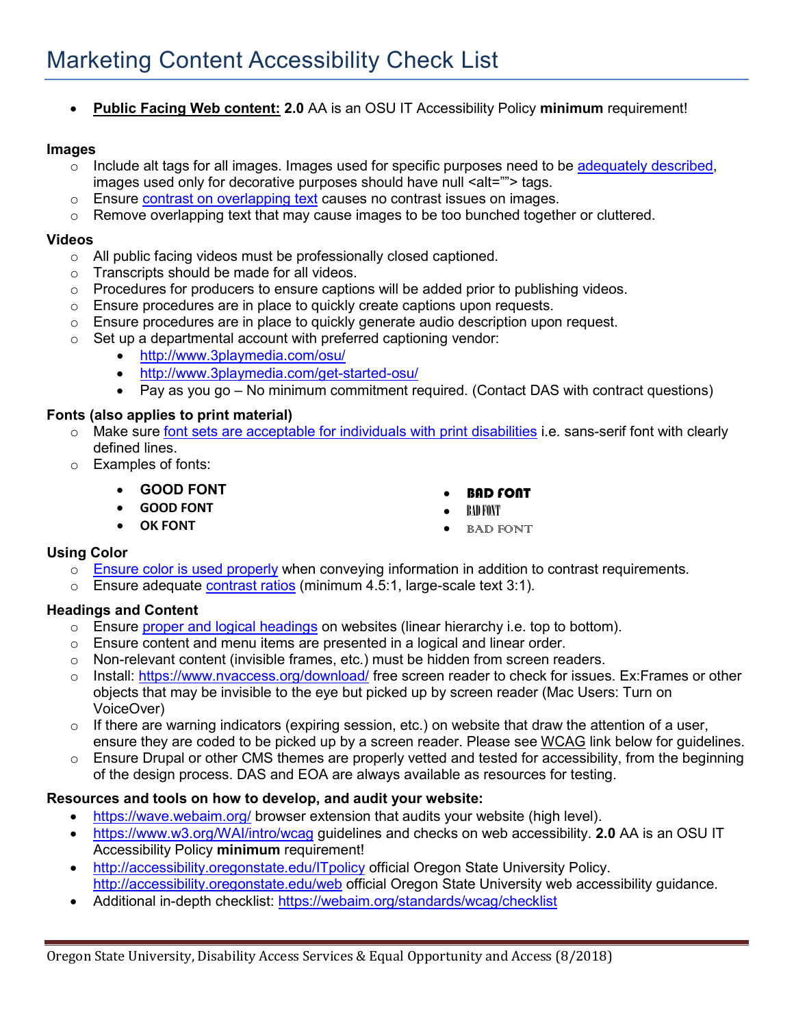# Marketing Content Accessibility Check List

- **Public Facing Web content:** **2.0** AA is an OSU IT Accessibility Policy **minimum** requirement!

**Images**

- Include alt tags for all images. Images used for specific purposes need to be adequately described, images used only for decorative purposes should have null <alt=""> tags.
- Ensure contrast on overlapping text causes no contrast issues on images.
- Remove overlapping text that may cause images to be too bunched together or cluttered.

**Videos**

- All public facing videos must be professionally closed captioned.
- Transcripts should be made for all videos.
- Procedures for producers to ensure captions will be added prior to publishing videos.
- Ensure procedures are in place to quickly create captions upon requests.
- Ensure procedures are in place to quickly generate audio description upon request.
- Set up a departmental account with preferred captioning vendor:
  - http://www.3playmedia.com/osu/
  - http://www.3playmedia.com/get-started-osu/
  - Pay as you go – No minimum commitment required. (Contact DAS with contract questions)

**Fonts (also applies to print material)**

- Make sure font sets are acceptable for individuals with print disabilities i.e. sans-serif font with clearly defined lines.
- Examples of fonts:
  - GOOD FONT
  - GOOD FONT
  - OK FONT
  - BAD FONT
  - BAD FONT
  - BAD FONT

**Using Color**

- Ensure color is used properly when conveying information in addition to contrast requirements.
- Ensure adequate contrast ratios (minimum 4.5:1, large-scale text 3:1).

**Headings and Content**

- Ensure proper and logical headings on websites (linear hierarchy i.e. top to bottom).
- Ensure content and menu items are presented in a logical and linear order.
- Non-relevant content (invisible frames, etc.) must be hidden from screen readers.
- Install: https://www.nvaccess.org/download/ free screen reader to check for issues. Ex:Frames or other objects that may be invisible to the eye but picked up by screen reader (Mac Users: Turn on VoiceOver)
- If there are warning indicators (expiring session, etc.) on website that draw the attention of a user, ensure they are coded to be picked up by a screen reader. Please see WCAG link below for guidelines.
- Ensure Drupal or other CMS themes are properly vetted and tested for accessibility, from the beginning of the design process. DAS and EOA are always available as resources for testing.

**Resources and tools on how to develop, and audit your website:**

- https://wave.webaim.org/ browser extension that audits your website (high level).
- https://www.w3.org/WAI/intro/wcag guidelines and checks on web accessibility. **2.0** AA is an OSU IT Accessibility Policy **minimum** requirement!
- http://accessibility.oregonstate.edu/ITpolicy official Oregon State University Policy. http://accessibility.oregonstate.edu/web official Oregon State University web accessibility guidance.
- Additional in-depth checklist: https://webaim.org/standards/wcag/checklist

Oregon State University, Disability Access Services & Equal Opportunity and Access (8/2018)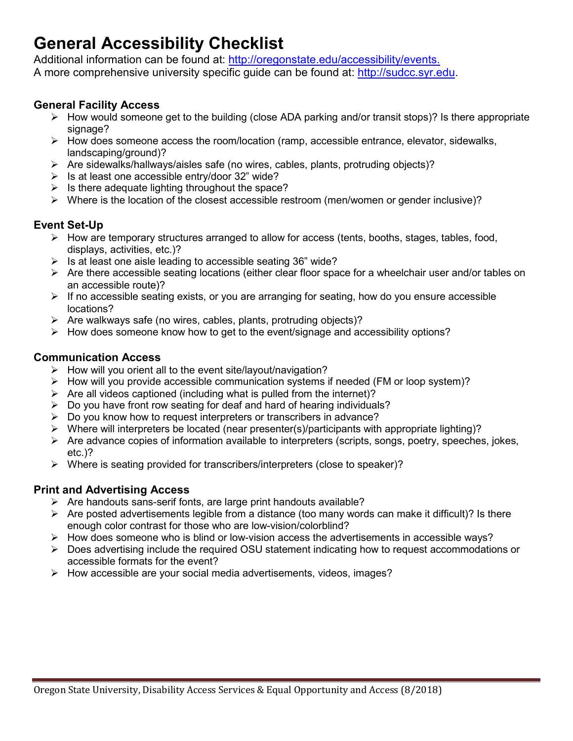# General Accessibility Checklist

Additional information can be found at: [http://oregonstate.edu/accessibility/events.](http://oregonstate.edu/accessibility/events)
A more comprehensive university specific guide can be found at: [http://sudcc.syr.edu](http://sudcc.syr.edu).

### General Facility Access

- How would someone get to the building (close ADA parking and/or transit stops)? Is there appropriate signage?
- How does someone access the room/location (ramp, accessible entrance, elevator, sidewalks, landscaping/ground)?
- Are sidewalks/hallways/aisles safe (no wires, cables, plants, protruding objects)?
- Is at least one accessible entry/door 32" wide?
- Is there adequate lighting throughout the space?
- Where is the location of the closest accessible restroom (men/women or gender inclusive)?

### Event Set-Up

- How are temporary structures arranged to allow for access (tents, booths, stages, tables, food, displays, activities, etc.)?
- Is at least one aisle leading to accessible seating 36" wide?
- Are there accessible seating locations (either clear floor space for a wheelchair user and/or tables on an accessible route)?
- If no accessible seating exists, or you are arranging for seating, how do you ensure accessible locations?
- Are walkways safe (no wires, cables, plants, protruding objects)?
- How does someone know how to get to the event/signage and accessibility options?

### Communication Access

- How will you orient all to the event site/layout/navigation?
- How will you provide accessible communication systems if needed (FM or loop system)?
- Are all videos captioned (including what is pulled from the internet)?
- Do you have front row seating for deaf and hard of hearing individuals?
- Do you know how to request interpreters or transcribers in advance?
- Where will interpreters be located (near presenter(s)/participants with appropriate lighting)?
- Are advance copies of information available to interpreters (scripts, songs, poetry, speeches, jokes, etc.)?
- Where is seating provided for transcribers/interpreters (close to speaker)?

### Print and Advertising Access

- Are handouts sans-serif fonts, are large print handouts available?
- Are posted advertisements legible from a distance (too many words can make it difficult)? Is there enough color contrast for those who are low-vision/colorblind?
- How does someone who is blind or low-vision access the advertisements in accessible ways?
- Does advertising include the required OSU statement indicating how to request accommodations or accessible formats for the event?
- How accessible are your social media advertisements, videos, images?